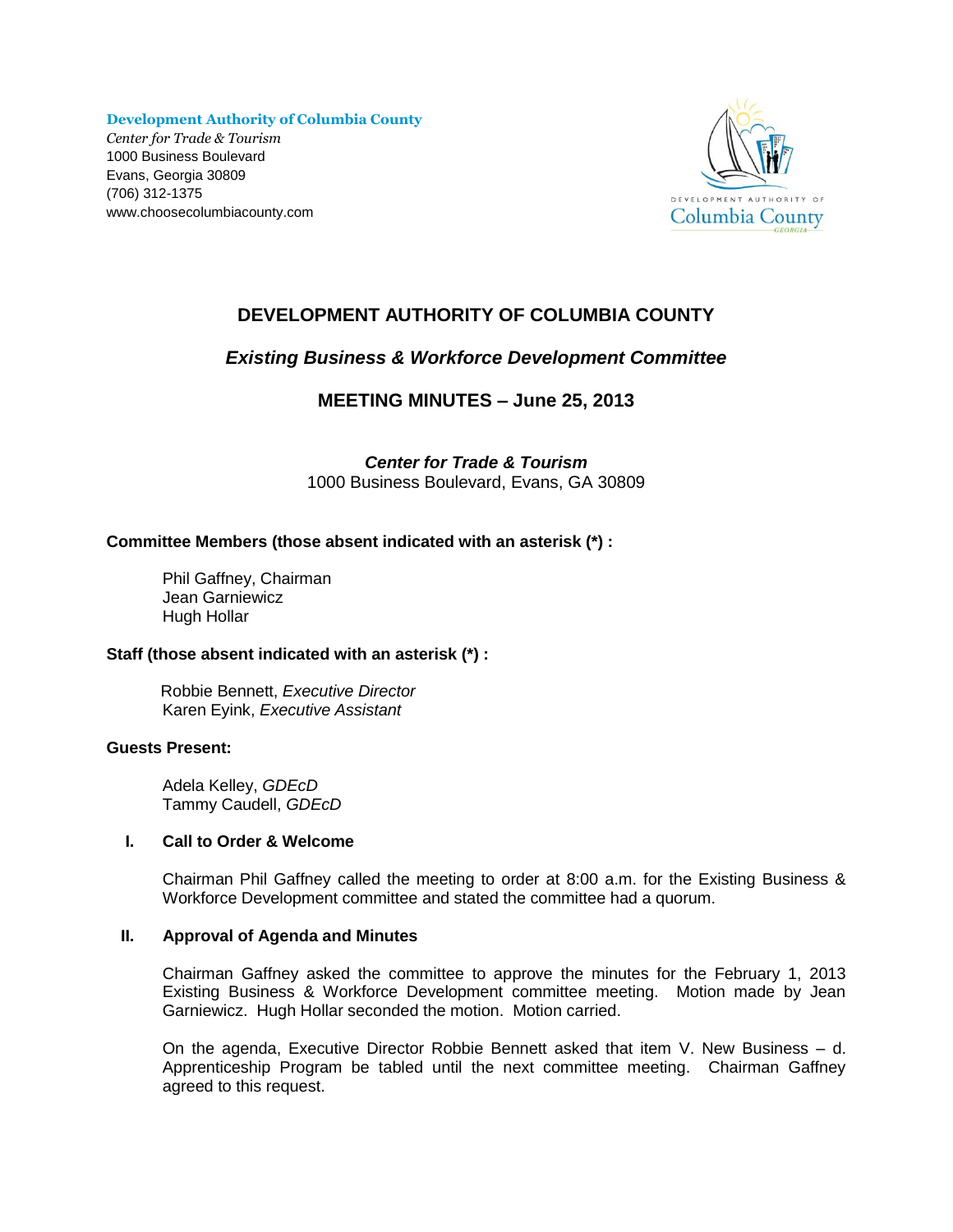**Development Authority of Columbia County**
*Center for Trade & Tourism*
1000 Business Boulevard
Evans, Georgia 30809
(706) 312-1375
www.choosecolumbiacounty.com

# DEVELOPMENT AUTHORITY OF COLUMBIA COUNTY

## *Existing Business & Workforce Development Committee*

## MEETING MINUTES – June 25, 2013

***Center for Trade & Tourism***
1000 Business Boulevard, Evans, GA 30809

**Committee Members (those absent indicated with an asterisk (*) :**

Phil Gaffney, Chairman
Jean Garniewicz
Hugh Hollar

**Staff (those absent indicated with an asterisk (*) :**

Robbie Bennett, *Executive Director*
Karen Eyink, *Executive Assistant*

**Guests Present:**

Adela Kelley, *GDEcD*
Tammy Caudell, *GDEcD*

### I. Call to Order & Welcome

Chairman Phil Gaffney called the meeting to order at 8:00 a.m. for the Existing Business & Workforce Development committee and stated the committee had a quorum.

### II. Approval of Agenda and Minutes

Chairman Gaffney asked the committee to approve the minutes for the February 1, 2013 Existing Business & Workforce Development committee meeting. Motion made by Jean Garniewicz. Hugh Hollar seconded the motion. Motion carried.

On the agenda, Executive Director Robbie Bennett asked that item V. New Business – d. Apprenticeship Program be tabled until the next committee meeting. Chairman Gaffney agreed to this request.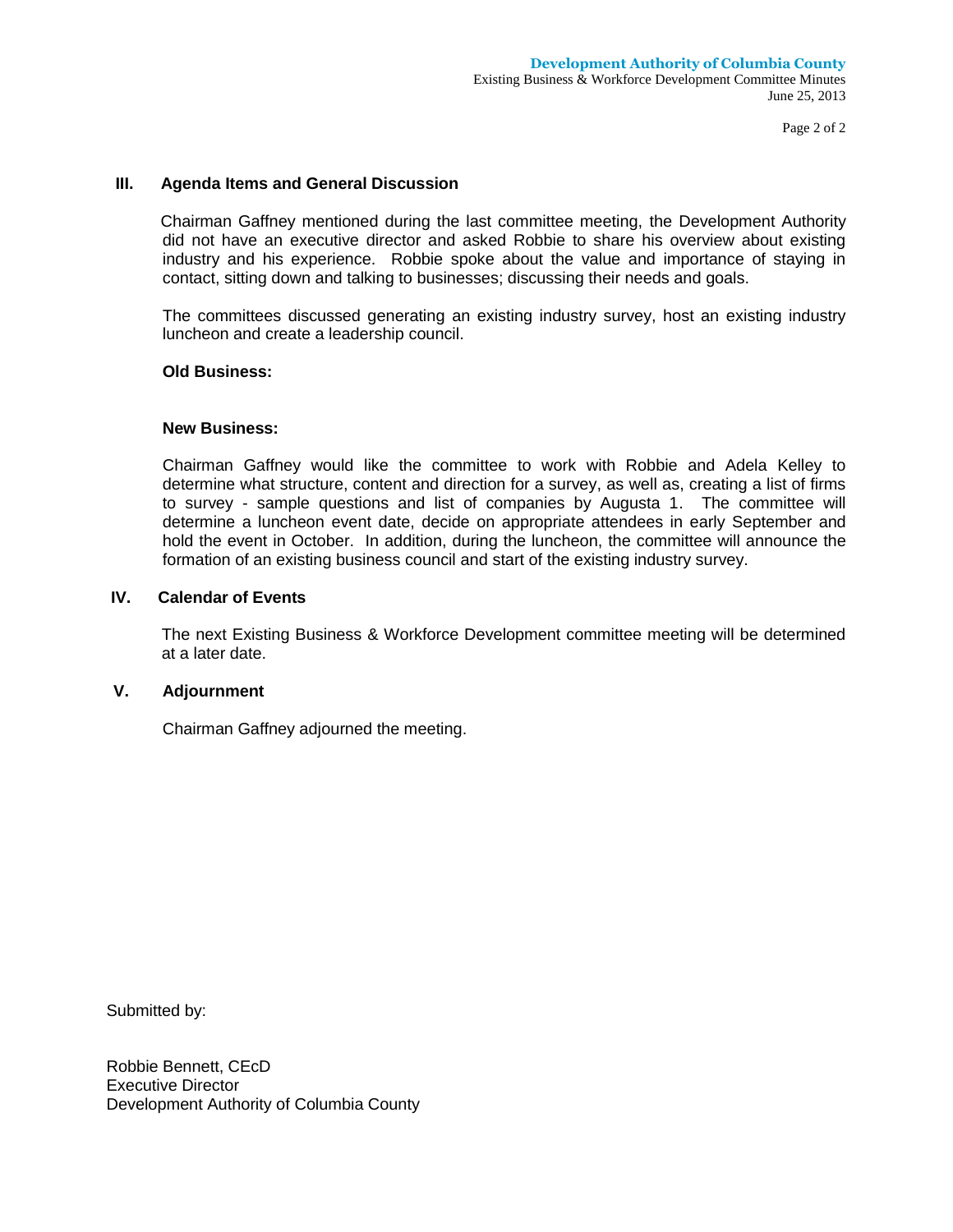## III. Agenda Items and General Discussion

Chairman Gaffney mentioned during the last committee meeting, the Development Authority did not have an executive director and asked Robbie to share his overview about existing industry and his experience. Robbie spoke about the value and importance of staying in contact, sitting down and talking to businesses; discussing their needs and goals.

The committees discussed generating an existing industry survey, host an existing industry luncheon and create a leadership council.

**Old Business:**

**New Business:**

Chairman Gaffney would like the committee to work with Robbie and Adela Kelley to determine what structure, content and direction for a survey, as well as, creating a list of firms to survey - sample questions and list of companies by Augusta 1. The committee will determine a luncheon event date, decide on appropriate attendees in early September and hold the event in October. In addition, during the luncheon, the committee will announce the formation of an existing business council and start of the existing industry survey.

## IV. Calendar of Events

The next Existing Business & Workforce Development committee meeting will be determined at a later date.

## V. Adjournment

Chairman Gaffney adjourned the meeting.

Submitted by:

Robbie Bennett, CEcD
Executive Director
Development Authority of Columbia County